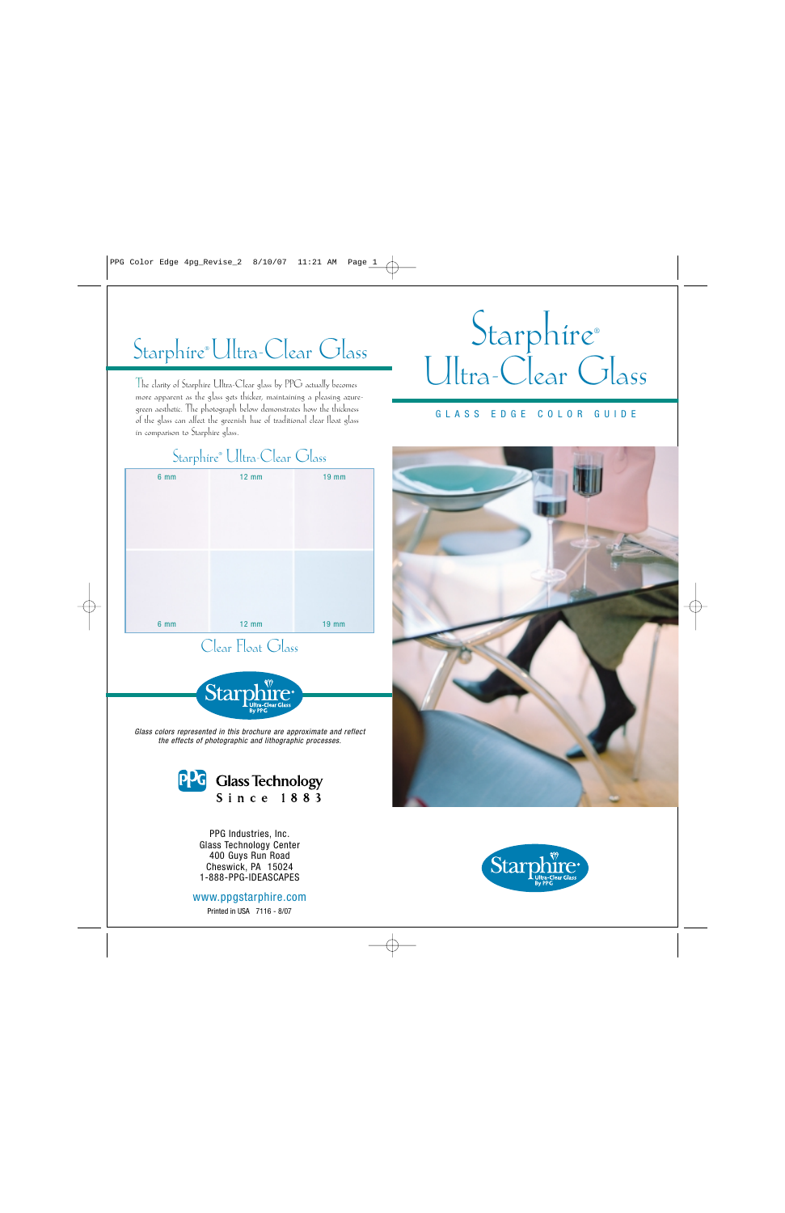# Starphire® Ultra-Clear Glass

The clarity of Starphire Ultra-Clear glass by PPG actually becomes more apparent as the glass gets thicker, maintaining a pleasing azure-green aesthetic. The photograph below demonstrates how the thickness of the glass can affect the greenish hue of traditional clear float glass in comparison to Starphire glass.

Starphire® Ultra-Clear Glass

| 6 mm | 12 mm | 19 mm |
|---|---|---|
| 6 mm | 12 mm | 19 mm |

Clear Float Glass

Starphire Ultra-Clear Glass By PPG

*Glass colors represented in this brochure are approximate and reflect the effects of photographic and lithographic processes.*

PPG Glass Technology Since 1883

PPG Industries, Inc.
Glass Technology Center
400 Guys Run Road
Cheswick, PA 15024
1-888-PPG-IDEASCAPES

www.ppgstarphire.com

Printed in USA 7116 - 8/07

# Starphire® Ultra-Clear Glass

## GLASS EDGE COLOR GUIDE

Starphire Ultra-Clear Glass By PPG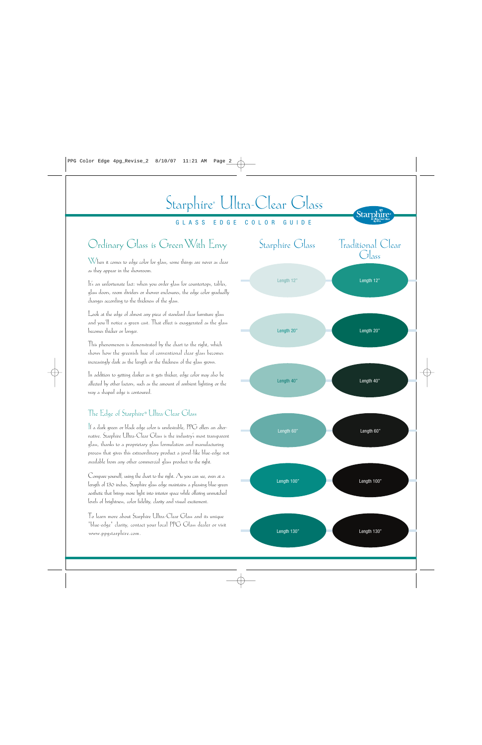# Starphire® Ultra-Clear Glass

GLASS EDGE COLOR GUIDE

## Ordinary Glass is Green With Envy

When it comes to edge color for glass, some things are never as clear as they appear in the showroom.

It's an unfortunate fact: when you order glass for countertops, tables, glass doors, room dividers or shower enclosures, the edge color gradually changes according to the thickness of the glass.

Look at the edge of almost any piece of standard clear furniture glass and you'll notice a green cast. That effect is exaggerated as the glass becomes thicker or longer.

This phenomenon is demonstrated by the chart to the right, which shows how the greenish hue of conventional clear glass becomes increasingly dark as the length or the thickness of the glass grows.

In addition to getting darker as it gets thicker, edge color may also be affected by other factors, such as the amount of ambient lighting or the way a shaped edge is contoured.

### The Edge of Starphire® Ultra-Clear Glass

If a dark green or black edge color is undesirable, PPG offers an alternative. Starphire Ultra-Clear Glass is the industry's most transparent glass, thanks to a proprietary glass formulation and manufacturing process that gives this extraordinary product a jewel-like blue-edge not available from any other commercial glass product to the right.

Compare yourself, using the chart to the right. As you can see, even at a length of 130 inches, Starphire glass edge maintains a pleasing blue-green aesthetic that brings more light into interior space while offering unmatched levels of brightness, color fidelity, clarity and visual excitement.

To learn more about Starphire Ultra-Clear Glass and its unique "blue-edge" clarity, contact your local PPG Glass dealer or visit www.ppgstarphire.com.

Starphire Glass

Traditional Clear Glass

Length 12"

Length 20"

Length 40"

Length 60"

Length 100"

Length 130"